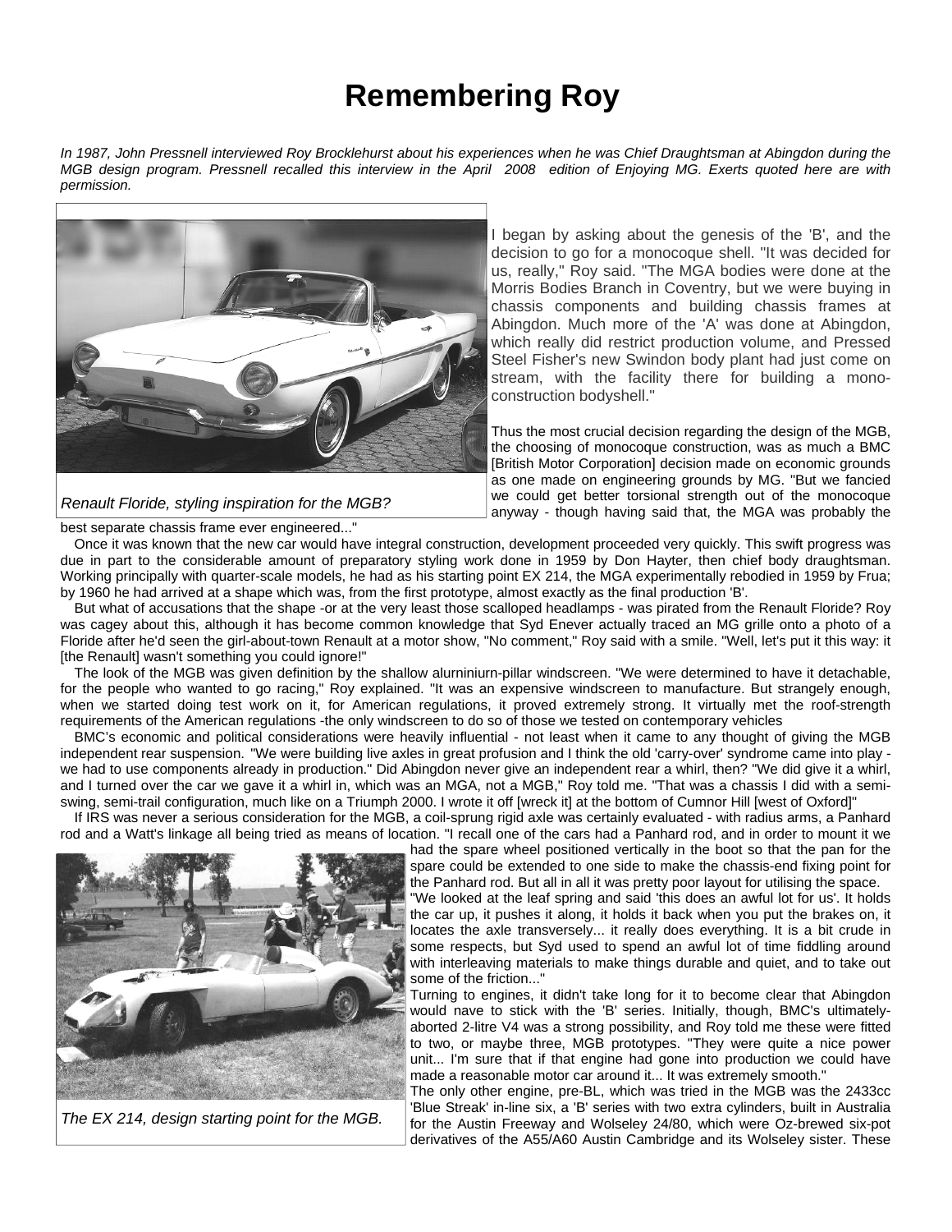# Remembering Roy

*In 1987, John Pressnell interviewed Roy Brocklehurst about his experiences when he was Chief Draughtsman at Abingdon during the MGB design program. Pressnell recalled this interview in the April 2008 edition of Enjoying MG. Exerts quoted here are with permission.*

Renault Floride, styling inspiration for the MGB?

I began by asking about the genesis of the 'B', and the decision to go for a monocoque shell. "It was decided for us, really," Roy said. "The MGA bodies were done at the Morris Bodies Branch in Coventry, but we were buying in chassis components and building chassis frames at Abingdon. Much more of the 'A' was done at Abingdon, which really did restrict production volume, and Pressed Steel Fisher's new Swindon body plant had just come on stream, with the facility there for building a mono-construction bodyshell."

Thus the most crucial decision regarding the design of the MGB, the choosing of monocoque construction, was as much a BMC [British Motor Corporation] decision made on economic grounds as one made on engineering grounds by MG. "But we fancied we could get better torsional strength out of the monocoque anyway - though having said that, the MGA was probably the best separate chassis frame ever engineered..."

Once it was known that the new car would have integral construction, development proceeded very quickly. This swift progress was due in part to the considerable amount of preparatory styling work done in 1959 by Don Hayter, then chief body draughtsman. Working principally with quarter-scale models, he had as his starting point EX 214, the MGA experimentally rebodied in 1959 by Frua; by 1960 he had arrived at a shape which was, from the first prototype, almost exactly as the final production 'B'.

But what of accusations that the shape -or at the very least those scalloped headlamps - was pirated from the Renault Floride? Roy was cagey about this, although it has become common knowledge that Syd Enever actually traced an MG grille onto a photo of a Floride after he'd seen the girl-about-town Renault at a motor show, "No comment," Roy said with a smile. "Well, let's put it this way: it [the Renault] wasn't something you could ignore!"

The look of the MGB was given definition by the shallow alurniniurn-pillar windscreen. "We were determined to have it detachable, for the people who wanted to go racing," Roy explained. "It was an expensive windscreen to manufacture. But strangely enough, when we started doing test work on it, for American regulations, it proved extremely strong. It virtually met the roof-strength requirements of the American regulations -the only windscreen to do so of those we tested on contemporary vehicles

BMC's economic and political considerations were heavily influential - not least when it came to any thought of giving the MGB independent rear suspension. "We were building live axles in great profusion and I think the old 'carry-over' syndrome came into play - we had to use components already in production." Did Abingdon never give an independent rear a whirl, then? "We did give it a whirl, and I turned over the car we gave it a whirl in, which was an MGA, not a MGB," Roy told me. "That was a chassis I did with a semi-swing, semi-trail configuration, much like on a Triumph 2000. I wrote it off [wreck it] at the bottom of Cumnor Hill [west of Oxford]"

If IRS was never a serious consideration for the MGB, a coil-sprung rigid axle was certainly evaluated - with radius arms, a Panhard rod and a Watt's linkage all being tried as means of location. "I recall one of the cars had a Panhard rod, and in order to mount it we had the spare wheel positioned vertically in the boot so that the pan for the spare could be extended to one side to make the chassis-end fixing point for the Panhard rod. But all in all it was pretty poor layout for utilising the space.

"We looked at the leaf spring and said 'this does an awful lot for us'. It holds the car up, it pushes it along, it holds it back when you put the brakes on, it locates the axle transversely... it really does everything. It is a bit crude in some respects, but Syd used to spend an awful lot of time fiddling around with interleaving materials to make things durable and quiet, and to take out some of the friction..."

The EX 214, design starting point for the MGB.

Turning to engines, it didn't take long for it to become clear that Abingdon would nave to stick with the 'B' series. Initially, though, BMC's ultimately-aborted 2-litre V4 was a strong possibility, and Roy told me these were fitted to two, or maybe three, MGB prototypes. "They were quite a nice power unit... I'm sure that if that engine had gone into production we could have made a reasonable motor car around it... It was extremely smooth."

The only other engine, pre-BL, which was tried in the MGB was the 2433cc 'Blue Streak' in-line six, a 'B' series with two extra cylinders, built in Australia for the Austin Freeway and Wolseley 24/80, which were Oz-brewed six-pot derivatives of the A55/A60 Austin Cambridge and its Wolseley sister. These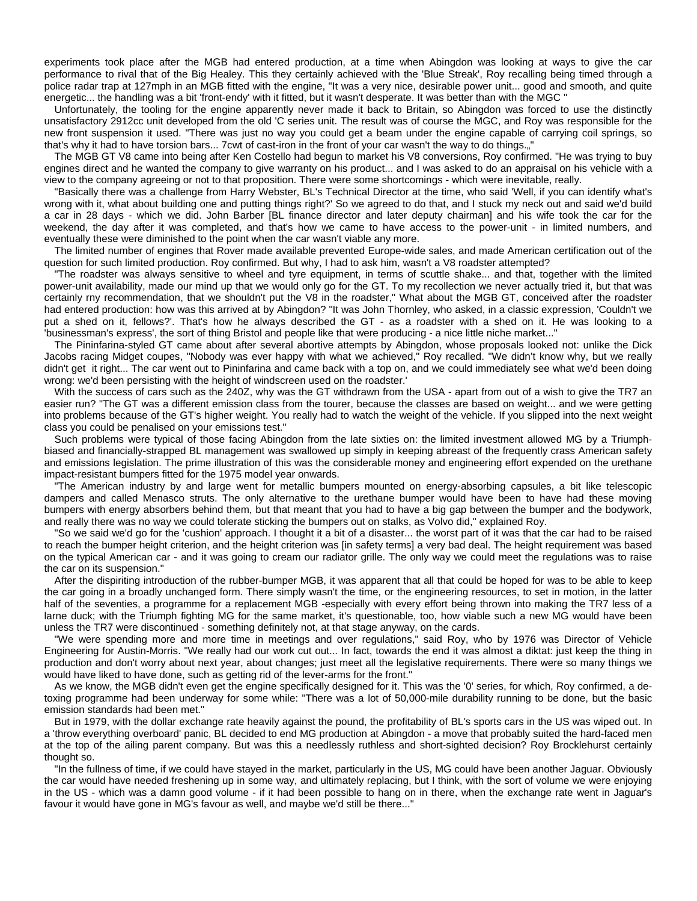experiments took place after the MGB had entered production, at a time when Abingdon was looking at ways to give the car performance to rival that of the Big Healey. This they certainly achieved with the 'Blue Streak', Roy recalling being timed through a police radar trap at 127mph in an MGB fitted with the engine, "It was a very nice, desirable power unit... good and smooth, and quite energetic... the handling was a bit 'front-endy' with it fitted, but it wasn't desperate. It was better than with the MGC "

Unfortunately, the tooling for the engine apparently never made it back to Britain, so Abingdon was forced to use the distinctly unsatisfactory 2912cc unit developed from the old 'C series unit. The result was of course the MGC, and Roy was responsible for the new front suspension it used. "There was just no way you could get a beam under the engine capable of carrying coil springs, so that's why it had to have torsion bars... 7cwt of cast-iron in the front of your car wasn't the way to do things.„"

The MGB GT V8 came into being after Ken Costello had begun to market his V8 conversions, Roy confirmed. "He was trying to buy engines direct and he wanted the company to give warranty on his product... and I was asked to do an appraisal on his vehicle with a view to the company agreeing or not to that proposition. There were some shortcomings - which were inevitable, really.

"Basically there was a challenge from Harry Webster, BL's Technical Director at the time, who said 'Well, if you can identify what's wrong with it, what about building one and putting things right?' So we agreed to do that, and I stuck my neck out and said we'd build a car in 28 days - which we did. John Barber [BL finance director and later deputy chairman] and his wife took the car for the weekend, the day after it was completed, and that's how we came to have access to the power-unit - in limited numbers, and eventually these were diminished to the point when the car wasn't viable any more.

The limited number of engines that Rover made available prevented Europe-wide sales, and made American certification out of the question for such limited production. Roy confirmed. But why, I had to ask him, wasn't a V8 roadster attempted?

"The roadster was always sensitive to wheel and tyre equipment, in terms of scuttle shake... and that, together with the limited power-unit availability, made our mind up that we would only go for the GT. To my recollection we never actually tried it, but that was certainly rny recommendation, that we shouldn't put the V8 in the roadster," What about the MGB GT, conceived after the roadster had entered production: how was this arrived at by Abingdon? "It was John Thornley, who asked, in a classic expression, 'Couldn't we put a shed on it, fellows?'. That's how he always described the GT - as a roadster with a shed on it. He was looking to a 'businessman's express', the sort of thing Bristol and people like that were producing - a nice little niche market..."

The Pininfarina-styled GT came about after several abortive attempts by Abingdon, whose proposals looked not: unlike the Dick Jacobs racing Midget coupes, "Nobody was ever happy with what we achieved," Roy recalled. "We didn't know why, but we really didn't get it right... The car went out to Pininfarina and came back with a top on, and we could immediately see what we'd been doing wrong: we'd been persisting with the height of windscreen used on the roadster.'

With the success of cars such as the 240Z, why was the GT withdrawn from the USA - apart from out of a wish to give the TR7 an easier run? "The GT was a different emission class from the tourer, because the classes are based on weight... and we were getting into problems because of the GT's higher weight. You really had to watch the weight of the vehicle. If you slipped into the next weight class you could be penalised on your emissions test."

Such problems were typical of those facing Abingdon from the late sixties on: the limited investment allowed MG by a Triumph-biased and financially-strapped BL management was swallowed up simply in keeping abreast of the frequently crass American safety and emissions legislation. The prime illustration of this was the considerable money and engineering effort expended on the urethane impact-resistant bumpers fitted for the 1975 model year onwards.

"The American industry by and large went for metallic bumpers mounted on energy-absorbing capsules, a bit like telescopic dampers and called Menasco struts. The only alternative to the urethane bumper would have been to have had these moving bumpers with energy absorbers behind them, but that meant that you had to have a big gap between the bumper and the bodywork, and really there was no way we could tolerate sticking the bumpers out on stalks, as Volvo did," explained Roy.

"So we said we'd go for the 'cushion' approach. I thought it a bit of a disaster... the worst part of it was that the car had to be raised to reach the bumper height criterion, and the height criterion was [in safety terms] a very bad deal. The height requirement was based on the typical American car - and it was going to cream our radiator grille. The only way we could meet the regulations was to raise the car on its suspension."

After the dispiriting introduction of the rubber-bumper MGB, it was apparent that all that could be hoped for was to be able to keep the car going in a broadly unchanged form. There simply wasn't the time, or the engineering resources, to set in motion, in the latter half of the seventies, a programme for a replacement MGB -especially with every effort being thrown into making the TR7 less of a larne duck; with the Triumph fighting MG for the same market, it's questionable, too, how viable such a new MG would have been unless the TR7 were discontinued - something definitely not, at that stage anyway, on the cards.

"We were spending more and more time in meetings and over regulations," said Roy, who by 1976 was Director of Vehicle Engineering for Austin-Morris. "We really had our work cut out... In fact, towards the end it was almost a diktat: just keep the thing in production and don't worry about next year, about changes; just meet all the legislative requirements. There were so many things we would have liked to have done, such as getting rid of the lever-arms for the front."

As we know, the MGB didn't even get the engine specifically designed for it. This was the '0' series, for which, Roy confirmed, a de-toxing programme had been underway for some while: "There was a lot of 50,000-mile durability running to be done, but the basic emission standards had been met."

But in 1979, with the dollar exchange rate heavily against the pound, the profitability of BL's sports cars in the US was wiped out. In a 'throw everything overboard' panic, BL decided to end MG production at Abingdon - a move that probably suited the hard-faced men at the top of the ailing parent company. But was this a needlessly ruthless and short-sighted decision? Roy Brocklehurst certainly thought so.

"In the fullness of time, if we could have stayed in the market, particularly in the US, MG could have been another Jaguar. Obviously the car would have needed freshening up in some way, and ultimately replacing, but I think, with the sort of volume we were enjoying in the US - which was a damn good volume - if it had been possible to hang on in there, when the exchange rate went in Jaguar's favour it would have gone in MG's favour as well, and maybe we'd still be there..."